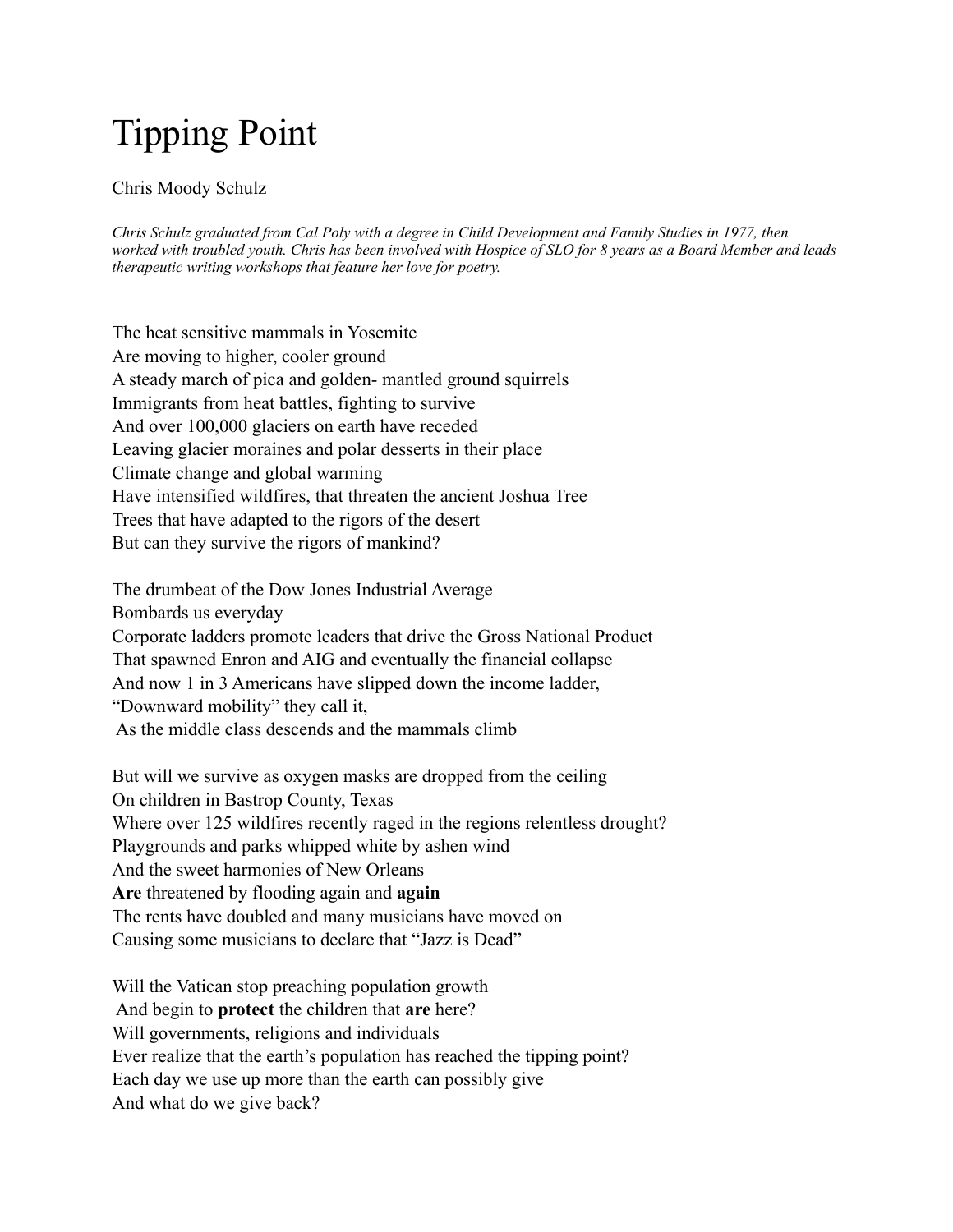# Tipping Point

Chris Moody Schulz

*Chris Schulz graduated from Cal Poly with a degree in Child Development and Family Studies in 1977, then worked with troubled youth. Chris has been involved with Hospice of SLO for 8 years as a Board Member and leads therapeutic writing workshops that feature her love for poetry.*

The heat sensitive mammals in Yosemite  
Are moving to higher, cooler ground  
A steady march of pica and golden- mantled ground squirrels  
Immigrants from heat battles, fighting to survive  
And over 100,000 glaciers on earth have receded  
Leaving glacier moraines and polar desserts in their place  
Climate change and global warming  
Have intensified wildfires, that threaten the ancient Joshua Tree  
Trees that have adapted to the rigors of the desert  
But can they survive the rigors of mankind?

The drumbeat of the Dow Jones Industrial Average  
Bombards us everyday  
Corporate ladders promote leaders that drive the Gross National Product  
That spawned Enron and AIG and eventually the financial collapse  
And now 1 in 3 Americans have slipped down the income ladder,  
"Downward mobility" they call it,  
As the middle class descends and the mammals climb

But will we survive as oxygen masks are dropped from the ceiling  
On children in Bastrop County, Texas  
Where over 125 wildfires recently raged in the regions relentless drought?  
Playgrounds and parks whipped white by ashen wind  
And the sweet harmonies of New Orleans  
**Are** threatened by flooding again and **again**  
The rents have doubled and many musicians have moved on  
Causing some musicians to declare that "Jazz is Dead"

Will the Vatican stop preaching population growth  
And begin to **protect** the children that **are** here?  
Will governments, religions and individuals  
Ever realize that the earth's population has reached the tipping point?  
Each day we use up more than the earth can possibly give  
And what do we give back?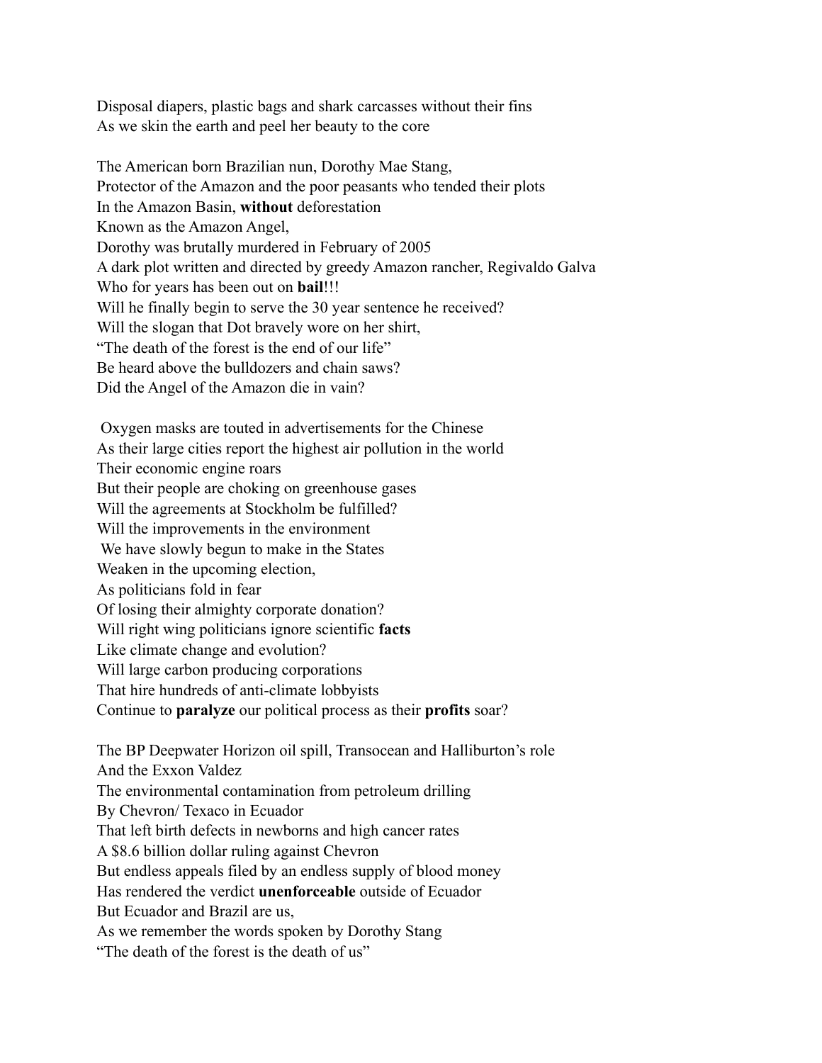Disposal diapers, plastic bags and shark carcasses without their fins  
As we skin the earth and peel her beauty to the core

The American born Brazilian nun, Dorothy Mae Stang,  
Protector of the Amazon and the poor peasants who tended their plots  
In the Amazon Basin, **without** deforestation  
Known as the Amazon Angel,  
Dorothy was brutally murdered in February of 2005  
A dark plot written and directed by greedy Amazon rancher, Regivaldo Galva  
Who for years has been out on **bail**!!!  
Will he finally begin to serve the 30 year sentence he received?  
Will the slogan that Dot bravely wore on her shirt,  
"The death of the forest is the end of our life"  
Be heard above the bulldozers and chain saws?  
Did the Angel of the Amazon die in vain?

Oxygen masks are touted in advertisements for the Chinese  
As their large cities report the highest air pollution in the world  
Their economic engine roars  
But their people are choking on greenhouse gases  
Will the agreements at Stockholm be fulfilled?  
Will the improvements in the environment  
We have slowly begun to make in the States  
Weaken in the upcoming election,  
As politicians fold in fear  
Of losing their almighty corporate donation?  
Will right wing politicians ignore scientific **facts**  
Like climate change and evolution?  
Will large carbon producing corporations  
That hire hundreds of anti-climate lobbyists  
Continue to **paralyze** our political process as their **profits** soar?

The BP Deepwater Horizon oil spill, Transocean and Halliburton's role  
And the Exxon Valdez  
The environmental contamination from petroleum drilling  
By Chevron/ Texaco in Ecuador  
That left birth defects in newborns and high cancer rates  
A $8.6 billion dollar ruling against Chevron  
But endless appeals filed by an endless supply of blood money  
Has rendered the verdict **unenforceable** outside of Ecuador  
But Ecuador and Brazil are us,  
As we remember the words spoken by Dorothy Stang  
"The death of the forest is the death of us"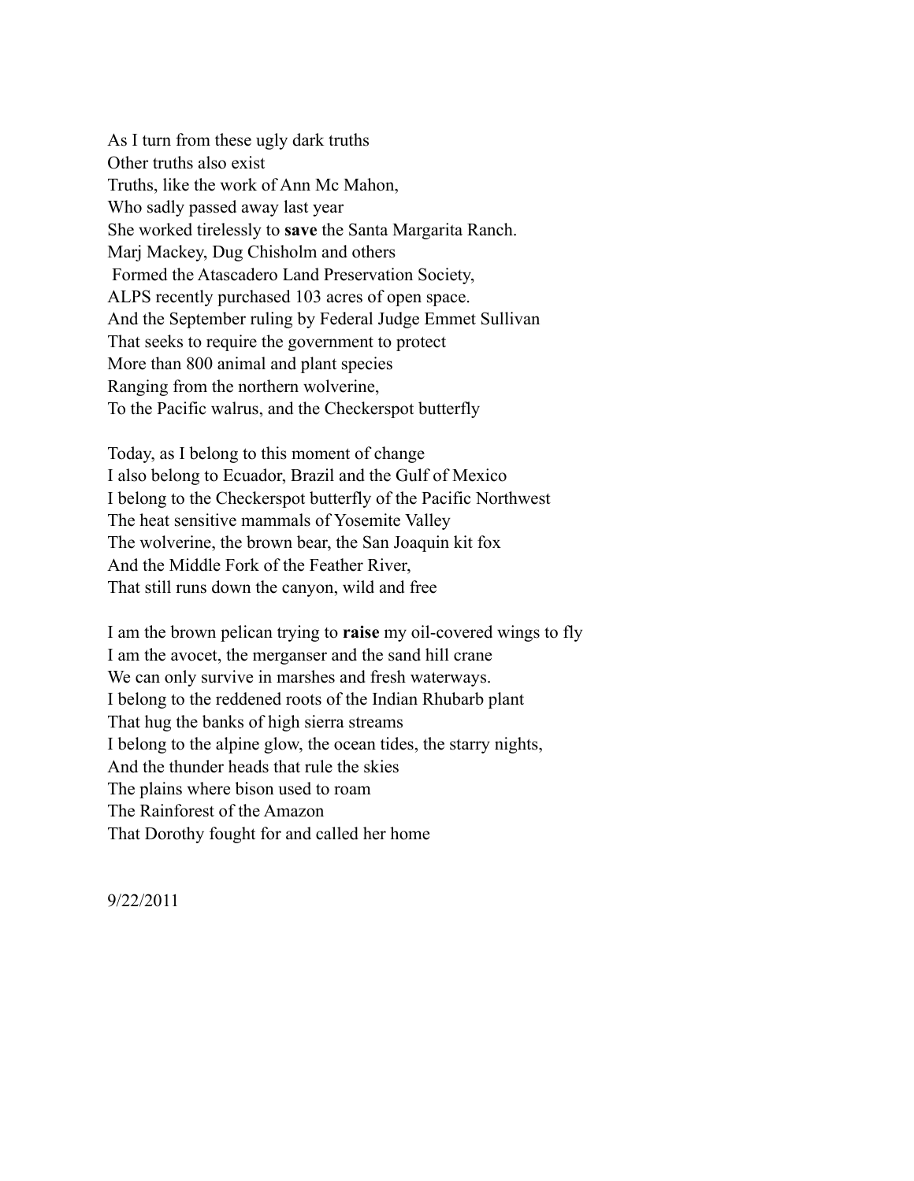As I turn from these ugly dark truths  
Other truths also exist  
Truths, like the work of Ann Mc Mahon,  
Who sadly passed away last year  
She worked tirelessly to **save** the Santa Margarita Ranch.  
Marj Mackey, Dug Chisholm and others  
Formed the Atascadero Land Preservation Society,  
ALPS recently purchased 103 acres of open space.  
And the September ruling by Federal Judge Emmet Sullivan  
That seeks to require the government to protect  
More than 800 animal and plant species  
Ranging from the northern wolverine,  
To the Pacific walrus, and the Checkerspot butterfly

Today, as I belong to this moment of change  
I also belong to Ecuador, Brazil and the Gulf of Mexico  
I belong to the Checkerspot butterfly of the Pacific Northwest  
The heat sensitive mammals of Yosemite Valley  
The wolverine, the brown bear, the San Joaquin kit fox  
And the Middle Fork of the Feather River,  
That still runs down the canyon, wild and free

I am the brown pelican trying to **raise** my oil-covered wings to fly  
I am the avocet, the merganser and the sand hill crane  
We can only survive in marshes and fresh waterways.  
I belong to the reddened roots of the Indian Rhubarb plant  
That hug the banks of high sierra streams  
I belong to the alpine glow, the ocean tides, the starry nights,  
And the thunder heads that rule the skies  
The plains where bison used to roam  
The Rainforest of the Amazon  
That Dorothy fought for and called her home

9/22/2011